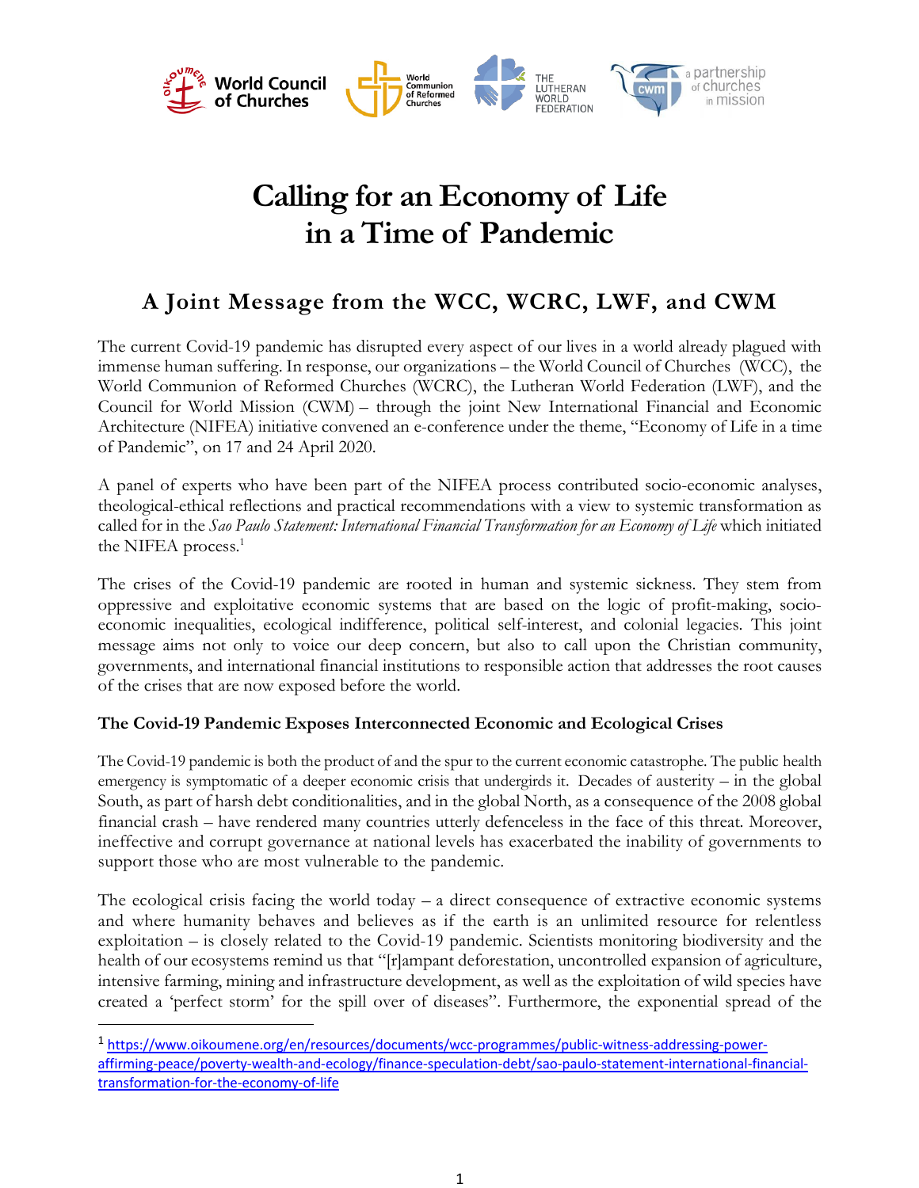# Calling for an Economy of Life in a Time of Pandemic

## A Joint Message from the WCC, WCRC, LWF, and CWM

The current Covid-19 pandemic has disrupted every aspect of our lives in a world already plagued with immense human suffering. In response, our organizations – the World Council of Churches (WCC), the World Communion of Reformed Churches (WCRC), the Lutheran World Federation (LWF), and the Council for World Mission (CWM) – through the joint New International Financial and Economic Architecture (NIFEA) initiative convened an e-conference under the theme, "Economy of Life in a time of Pandemic", on 17 and 24 April 2020.

A panel of experts who have been part of the NIFEA process contributed socio-economic analyses, theological-ethical reflections and practical recommendations with a view to systemic transformation as called for in the *Sao Paulo Statement: International Financial Transformation for an Economy of Life* which initiated the NIFEA process.[1]

The crises of the Covid-19 pandemic are rooted in human and systemic sickness. They stem from oppressive and exploitative economic systems that are based on the logic of profit-making, socio-economic inequalities, ecological indifference, political self-interest, and colonial legacies. This joint message aims not only to voice our deep concern, but also to call upon the Christian community, governments, and international financial institutions to responsible action that addresses the root causes of the crises that are now exposed before the world.

### The Covid-19 Pandemic Exposes Interconnected Economic and Ecological Crises

The Covid-19 pandemic is both the product of and the spur to the current economic catastrophe. The public health emergency is symptomatic of a deeper economic crisis that undergirds it. Decades of austerity – in the global South, as part of harsh debt conditionalities, and in the global North, as a consequence of the 2008 global financial crash – have rendered many countries utterly defenceless in the face of this threat. Moreover, ineffective and corrupt governance at national levels has exacerbated the inability of governments to support those who are most vulnerable to the pandemic.

The ecological crisis facing the world today – a direct consequence of extractive economic systems and where humanity behaves and believes as if the earth is an unlimited resource for relentless exploitation – is closely related to the Covid-19 pandemic. Scientists monitoring biodiversity and the health of our ecosystems remind us that "[r]ampant deforestation, uncontrolled expansion of agriculture, intensive farming, mining and infrastructure development, as well as the exploitation of wild species have created a 'perfect storm' for the spill over of diseases". Furthermore, the exponential spread of the

---

[1] https://www.oikoumene.org/en/resources/documents/wcc-programmes/public-witness-addressing-power-affirming-peace/poverty-wealth-and-ecology/finance-speculation-debt/sao-paulo-statement-international-financial-transformation-for-the-economy-of-life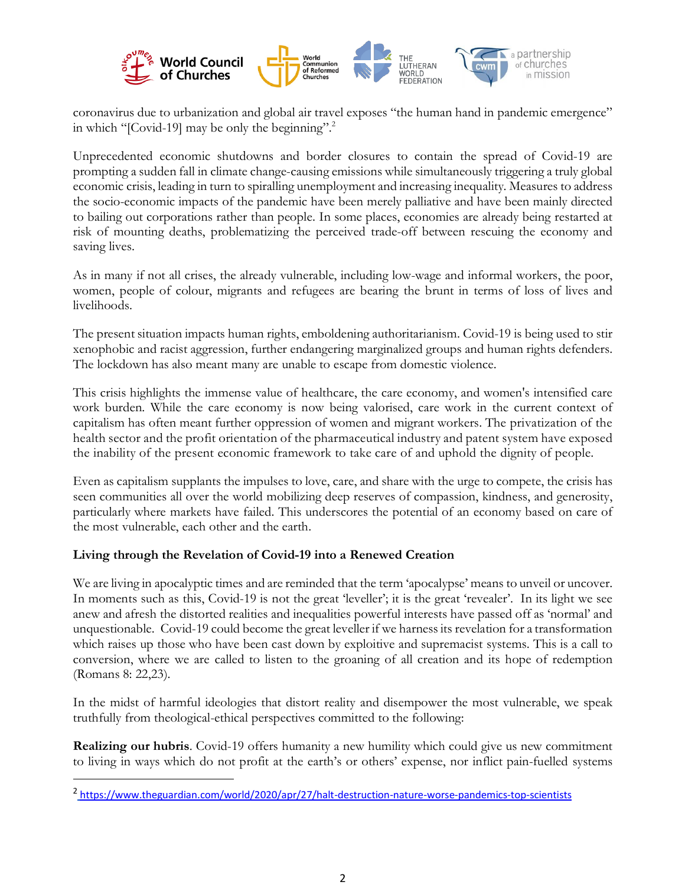coronavirus due to urbanization and global air travel exposes "the human hand in pandemic emergence" in which "[Covid-19] may be only the beginning".[2]

Unprecedented economic shutdowns and border closures to contain the spread of Covid-19 are prompting a sudden fall in climate change-causing emissions while simultaneously triggering a truly global economic crisis, leading in turn to spiralling unemployment and increasing inequality. Measures to address the socio-economic impacts of the pandemic have been merely palliative and have been mainly directed to bailing out corporations rather than people. In some places, economies are already being restarted at risk of mounting deaths, problematizing the perceived trade-off between rescuing the economy and saving lives.

As in many if not all crises, the already vulnerable, including low-wage and informal workers, the poor, women, people of colour, migrants and refugees are bearing the brunt in terms of loss of lives and livelihoods.

The present situation impacts human rights, emboldening authoritarianism. Covid-19 is being used to stir xenophobic and racist aggression, further endangering marginalized groups and human rights defenders. The lockdown has also meant many are unable to escape from domestic violence.

This crisis highlights the immense value of healthcare, the care economy, and women's intensified care work burden. While the care economy is now being valorised, care work in the current context of capitalism has often meant further oppression of women and migrant workers. The privatization of the health sector and the profit orientation of the pharmaceutical industry and patent system have exposed the inability of the present economic framework to take care of and uphold the dignity of people.

Even as capitalism supplants the impulses to love, care, and share with the urge to compete, the crisis has seen communities all over the world mobilizing deep reserves of compassion, kindness, and generosity, particularly where markets have failed. This underscores the potential of an economy based on care of the most vulnerable, each other and the earth.

### Living through the Revelation of Covid-19 into a Renewed Creation

We are living in apocalyptic times and are reminded that the term 'apocalypse' means to unveil or uncover. In moments such as this, Covid-19 is not the great 'leveller'; it is the great 'revealer'. In its light we see anew and afresh the distorted realities and inequalities powerful interests have passed off as 'normal' and unquestionable. Covid-19 could become the great leveller if we harness its revelation for a transformation which raises up those who have been cast down by exploitive and supremacist systems. This is a call to conversion, where we are called to listen to the groaning of all creation and its hope of redemption (Romans 8: 22,23).

In the midst of harmful ideologies that distort reality and disempower the most vulnerable, we speak truthfully from theological-ethical perspectives committed to the following:

**Realizing our hubris**. Covid-19 offers humanity a new humility which could give us new commitment to living in ways which do not profit at the earth's or others' expense, nor inflict pain-fuelled systems

---

[2] https://www.theguardian.com/world/2020/apr/27/halt-destruction-nature-worse-pandemics-top-scientists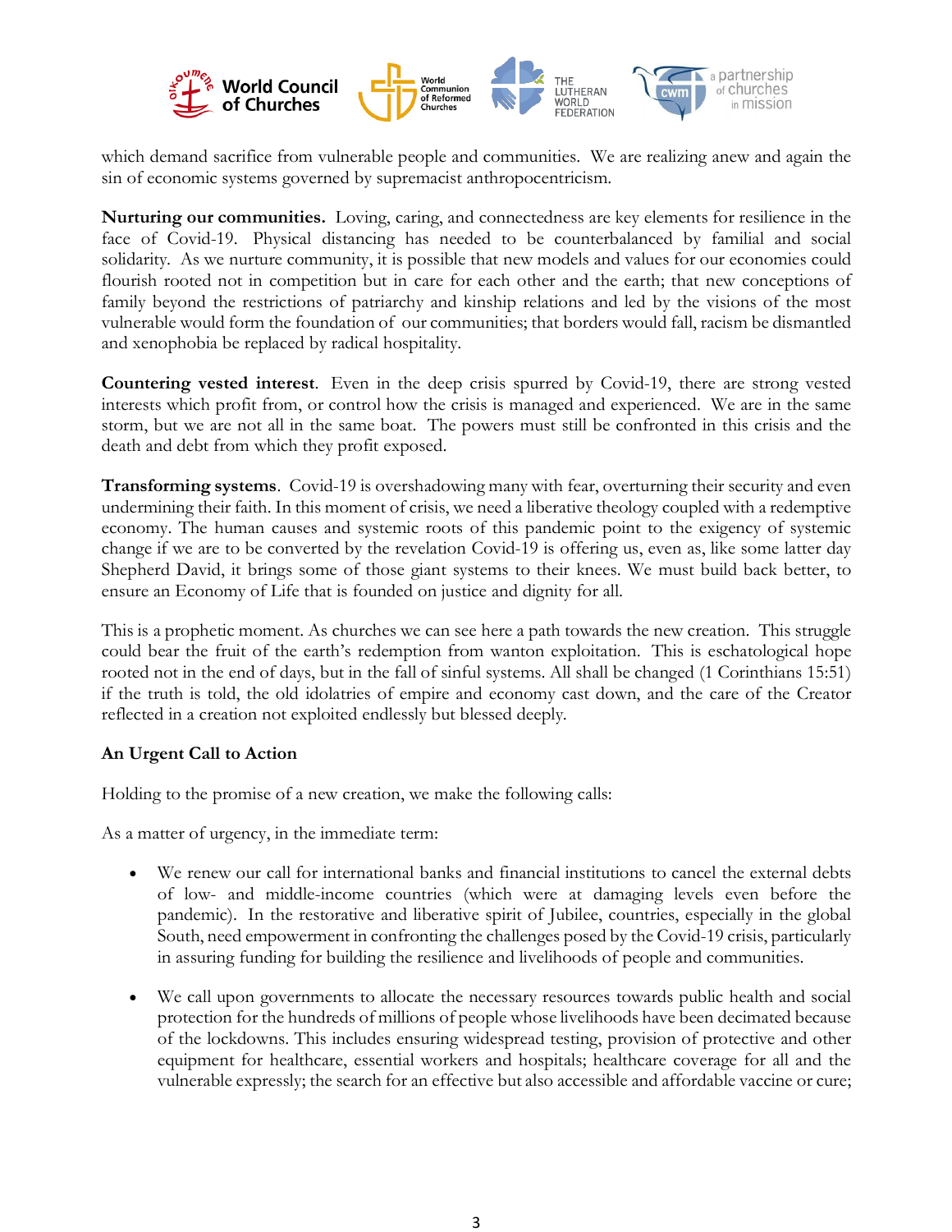which demand sacrifice from vulnerable people and communities. We are realizing anew and again the sin of economic systems governed by supremacist anthropocentricism.

**Nurturing our communities.** Loving, caring, and connectedness are key elements for resilience in the face of Covid-19. Physical distancing has needed to be counterbalanced by familial and social solidarity. As we nurture community, it is possible that new models and values for our economies could flourish rooted not in competition but in care for each other and the earth; that new conceptions of family beyond the restrictions of patriarchy and kinship relations and led by the visions of the most vulnerable would form the foundation of our communities; that borders would fall, racism be dismantled and xenophobia be replaced by radical hospitality.

**Countering vested interest**. Even in the deep crisis spurred by Covid-19, there are strong vested interests which profit from, or control how the crisis is managed and experienced. We are in the same storm, but we are not all in the same boat. The powers must still be confronted in this crisis and the death and debt from which they profit exposed.

**Transforming systems**. Covid-19 is overshadowing many with fear, overturning their security and even undermining their faith. In this moment of crisis, we need a liberative theology coupled with a redemptive economy. The human causes and systemic roots of this pandemic point to the exigency of systemic change if we are to be converted by the revelation Covid-19 is offering us, even as, like some latter day Shepherd David, it brings some of those giant systems to their knees. We must build back better, to ensure an Economy of Life that is founded on justice and dignity for all.

This is a prophetic moment. As churches we can see here a path towards the new creation. This struggle could bear the fruit of the earth's redemption from wanton exploitation. This is eschatological hope rooted not in the end of days, but in the fall of sinful systems. All shall be changed (1 Corinthians 15:51) if the truth is told, the old idolatries of empire and economy cast down, and the care of the Creator reflected in a creation not exploited endlessly but blessed deeply.

**An Urgent Call to Action**

Holding to the promise of a new creation, we make the following calls:

As a matter of urgency, in the immediate term:

- We renew our call for international banks and financial institutions to cancel the external debts of low- and middle-income countries (which were at damaging levels even before the pandemic). In the restorative and liberative spirit of Jubilee, countries, especially in the global South, need empowerment in confronting the challenges posed by the Covid-19 crisis, particularly in assuring funding for building the resilience and livelihoods of people and communities.

- We call upon governments to allocate the necessary resources towards public health and social protection for the hundreds of millions of people whose livelihoods have been decimated because of the lockdowns. This includes ensuring widespread testing, provision of protective and other equipment for healthcare, essential workers and hospitals; healthcare coverage for all and the vulnerable expressly; the search for an effective but also accessible and affordable vaccine or cure;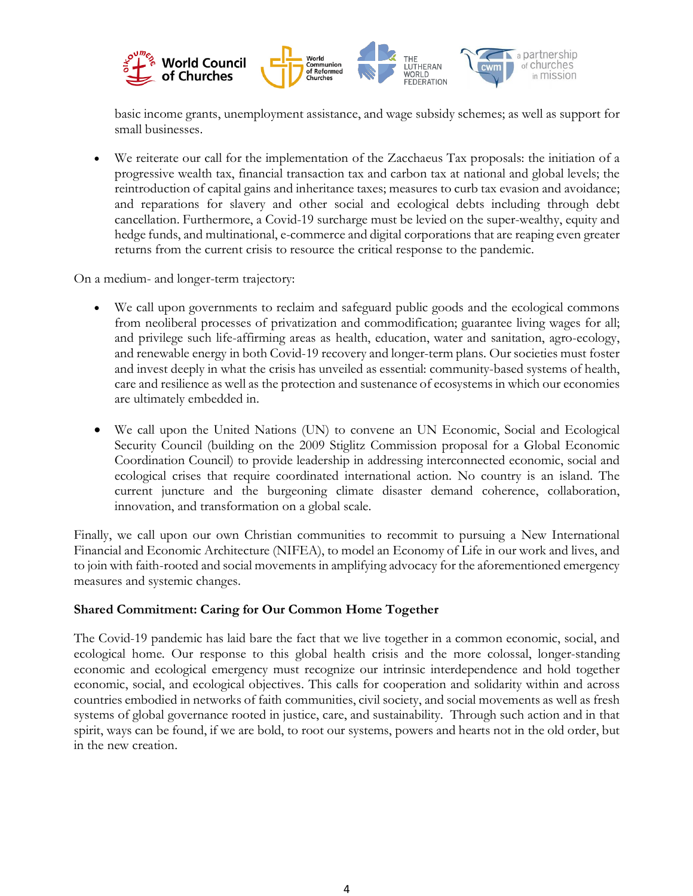basic income grants, unemployment assistance, and wage subsidy schemes; as well as support for small businesses.

- We reiterate our call for the implementation of the Zacchaeus Tax proposals: the initiation of a progressive wealth tax, financial transaction tax and carbon tax at national and global levels; the reintroduction of capital gains and inheritance taxes; measures to curb tax evasion and avoidance; and reparations for slavery and other social and ecological debts including through debt cancellation. Furthermore, a Covid-19 surcharge must be levied on the super-wealthy, equity and hedge funds, and multinational, e-commerce and digital corporations that are reaping even greater returns from the current crisis to resource the critical response to the pandemic.

On a medium- and longer-term trajectory:

- We call upon governments to reclaim and safeguard public goods and the ecological commons from neoliberal processes of privatization and commodification; guarantee living wages for all; and privilege such life-affirming areas as health, education, water and sanitation, agro-ecology, and renewable energy in both Covid-19 recovery and longer-term plans. Our societies must foster and invest deeply in what the crisis has unveiled as essential: community-based systems of health, care and resilience as well as the protection and sustenance of ecosystems in which our economies are ultimately embedded in.

- We call upon the United Nations (UN) to convene an UN Economic, Social and Ecological Security Council (building on the 2009 Stiglitz Commission proposal for a Global Economic Coordination Council) to provide leadership in addressing interconnected economic, social and ecological crises that require coordinated international action. No country is an island. The current juncture and the burgeoning climate disaster demand coherence, collaboration, innovation, and transformation on a global scale.

Finally, we call upon our own Christian communities to recommit to pursuing a New International Financial and Economic Architecture (NIFEA), to model an Economy of Life in our work and lives, and to join with faith-rooted and social movements in amplifying advocacy for the aforementioned emergency measures and systemic changes.

**Shared Commitment: Caring for Our Common Home Together**

The Covid-19 pandemic has laid bare the fact that we live together in a common economic, social, and ecological home. Our response to this global health crisis and the more colossal, longer-standing economic and ecological emergency must recognize our intrinsic interdependence and hold together economic, social, and ecological objectives. This calls for cooperation and solidarity within and across countries embodied in networks of faith communities, civil society, and social movements as well as fresh systems of global governance rooted in justice, care, and sustainability. Through such action and in that spirit, ways can be found, if we are bold, to root our systems, powers and hearts not in the old order, but in the new creation.